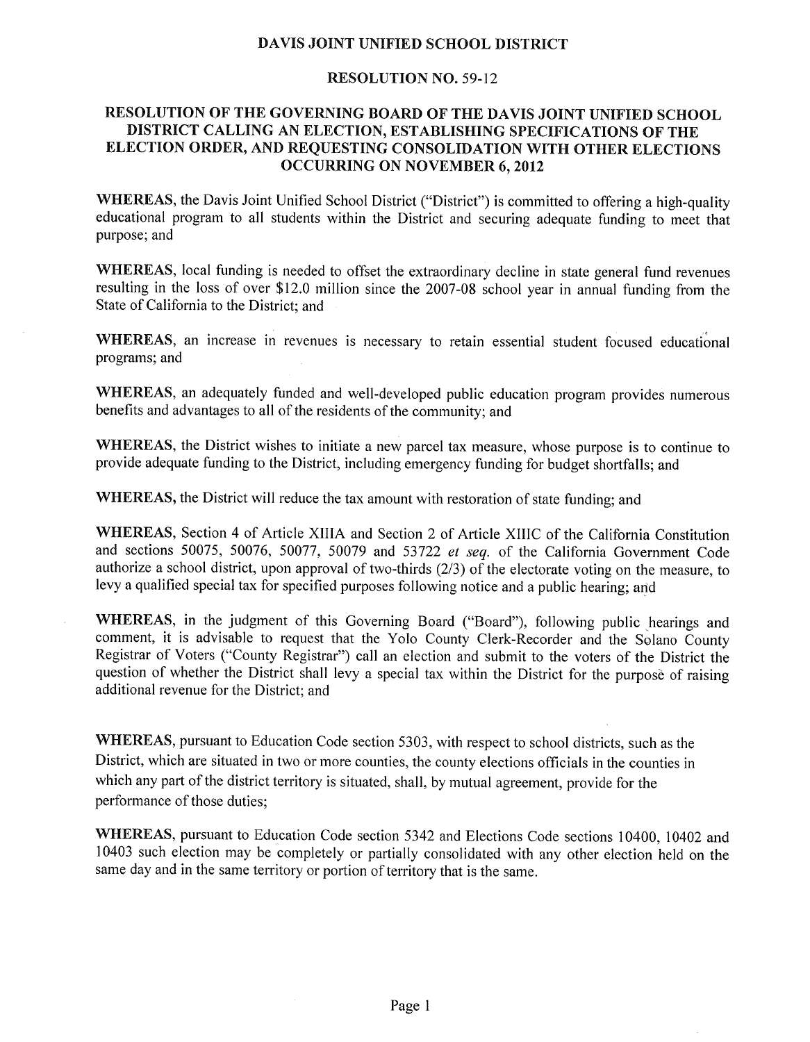# DAVIS JOINT UNIFIED SCHOOL DISTRICT

## RESOLUTION NO. 59-12

## RESOLUTION OF THE GOVERNING BOARD OF THE DAVIS JOINT UNIFIED SCHOOL DISTRICT CALLING AN ELECTION, ESTABLISHING SPECIFICATIONS OF THE ELECTION ORDER, AND REQUESTING CONSOLIDATION WITH OTHER ELECTIONS OCCURRING ON NOVEMBER 6, 2012

**WHEREAS,** the Davis Joint Unified School District ("District") is committed to offering a high-quality educational program to all students within the District and securing adequate funding to meet that purpose; and

**WHEREAS,** local funding is needed to offset the extraordinary decline in state general fund revenues resulting in the loss of over $12.0 million since the 2007-08 school year in annual funding from the State of California to the District; and

**WHEREAS,** an increase in revenues is necessary to retain essential student focused educational programs; and

**WHEREAS,** an adequately funded and well-developed public education program provides numerous benefits and advantages to all of the residents of the community; and

**WHEREAS,** the District wishes to initiate a new parcel tax measure, whose purpose is to continue to provide adequate funding to the District, including emergency funding for budget shortfalls; and

**WHEREAS,** the District will reduce the tax amount with restoration of state funding; and

**WHEREAS,** Section 4 of Article XIIIA and Section 2 of Article XIIIC of the California Constitution and sections 50075, 50076, 50077, 50079 and 53722 *et seq.* of the California Government Code authorize a school district, upon approval of two-thirds (2/3) of the electorate voting on the measure, to levy a qualified special tax for specified purposes following notice and a public hearing; and

**WHEREAS,** in the judgment of this Governing Board ("Board"), following public hearings and comment, it is advisable to request that the Yolo County Clerk-Recorder and the Solano County Registrar of Voters ("County Registrar") call an election and submit to the voters of the District the question of whether the District shall levy a special tax within the District for the purpose of raising additional revenue for the District; and

**WHEREAS,** pursuant to Education Code section 5303, with respect to school districts, such as the District, which are situated in two or more counties, the county elections officials in the counties in which any part of the district territory is situated, shall, by mutual agreement, provide for the performance of those duties;

**WHEREAS,** pursuant to Education Code section 5342 and Elections Code sections 10400, 10402 and 10403 such election may be completely or partially consolidated with any other election held on the same day and in the same territory or portion of territory that is the same.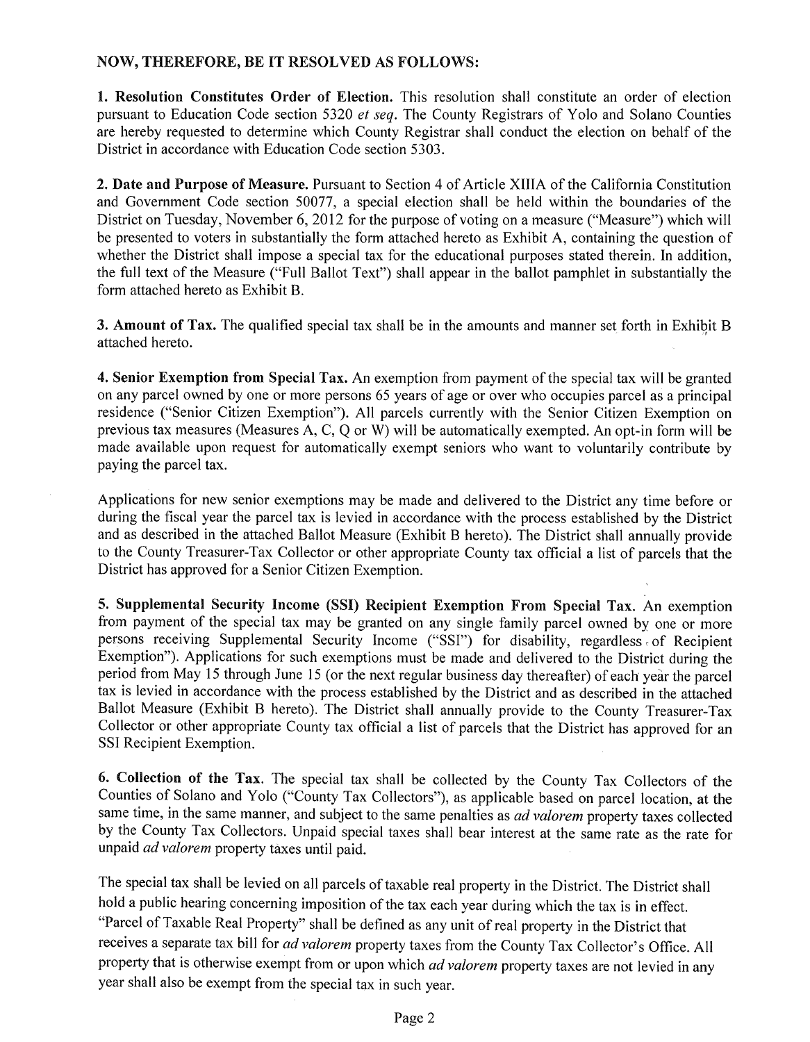**NOW, THEREFORE, BE IT RESOLVED AS FOLLOWS:**

**1. Resolution Constitutes Order of Election.** This resolution shall constitute an order of election pursuant to Education Code section 5320 *et seq*. The County Registrars of Yolo and Solano Counties are hereby requested to determine which County Registrar shall conduct the election on behalf of the District in accordance with Education Code section 5303.

**2. Date and Purpose of Measure.** Pursuant to Section 4 of Article XIIIA of the California Constitution and Government Code section 50077, a special election shall be held within the boundaries of the District on Tuesday, November 6, 2012 for the purpose of voting on a measure ("Measure") which will be presented to voters in substantially the form attached hereto as Exhibit A, containing the question of whether the District shall impose a special tax for the educational purposes stated therein. In addition, the full text of the Measure ("Full Ballot Text") shall appear in the ballot pamphlet in substantially the form attached hereto as Exhibit B.

**3. Amount of Tax.** The qualified special tax shall be in the amounts and manner set forth in Exhibit B attached hereto.

**4. Senior Exemption from Special Tax.** An exemption from payment of the special tax will be granted on any parcel owned by one or more persons 65 years of age or over who occupies parcel as a principal residence ("Senior Citizen Exemption"). All parcels currently with the Senior Citizen Exemption on previous tax measures (Measures A, C, Q or W) will be automatically exempted. An opt-in form will be made available upon request for automatically exempt seniors who want to voluntarily contribute by paying the parcel tax.

Applications for new senior exemptions may be made and delivered to the District any time before or during the fiscal year the parcel tax is levied in accordance with the process established by the District and as described in the attached Ballot Measure (Exhibit B hereto). The District shall annually provide to the County Treasurer-Tax Collector or other appropriate County tax official a list of parcels that the District has approved for a Senior Citizen Exemption.

**5. Supplemental Security Income (SSI) Recipient Exemption From Special Tax.** An exemption from payment of the special tax may be granted on any single family parcel owned by one or more persons receiving Supplemental Security Income ("SSI") for disability, regardless of Recipient Exemption"). Applications for such exemptions must be made and delivered to the District during the period from May 15 through June 15 (or the next regular business day thereafter) of each year the parcel tax is levied in accordance with the process established by the District and as described in the attached Ballot Measure (Exhibit B hereto). The District shall annually provide to the County Treasurer-Tax Collector or other appropriate County tax official a list of parcels that the District has approved for an SSI Recipient Exemption.

**6. Collection of the Tax.** The special tax shall be collected by the County Tax Collectors of the Counties of Solano and Yolo ("County Tax Collectors"), as applicable based on parcel location, at the same time, in the same manner, and subject to the same penalties as *ad valorem* property taxes collected by the County Tax Collectors. Unpaid special taxes shall bear interest at the same rate as the rate for unpaid *ad valorem* property taxes until paid.

The special tax shall be levied on all parcels of taxable real property in the District. The District shall hold a public hearing concerning imposition of the tax each year during which the tax is in effect. "Parcel of Taxable Real Property" shall be defined as any unit of real property in the District that receives a separate tax bill for *ad valorem* property taxes from the County Tax Collector's Office. All property that is otherwise exempt from or upon which *ad valorem* property taxes are not levied in any year shall also be exempt from the special tax in such year.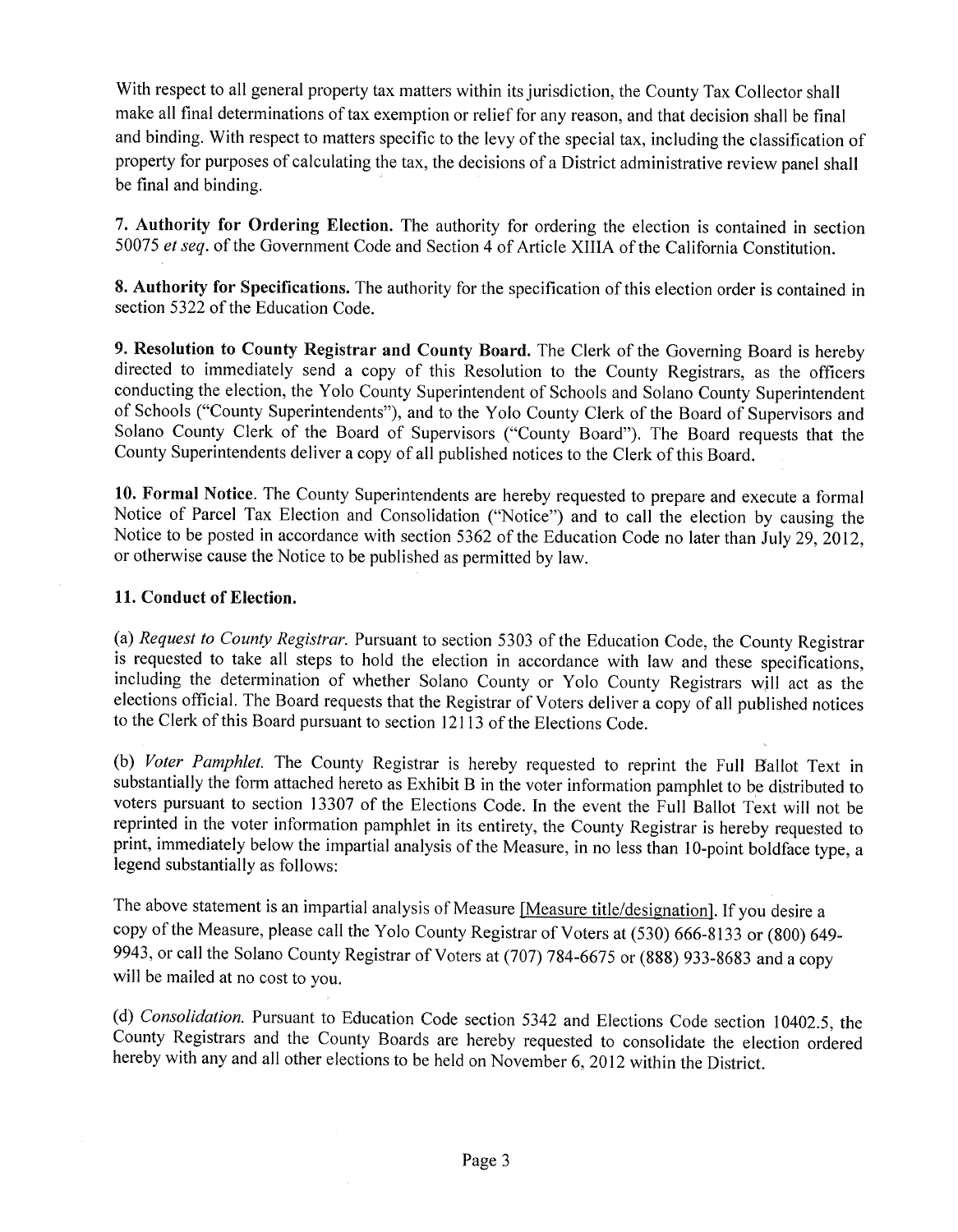With respect to all general property tax matters within its jurisdiction, the County Tax Collector shall make all final determinations of tax exemption or relief for any reason, and that decision shall be final and binding. With respect to matters specific to the levy of the special tax, including the classification of property for purposes of calculating the tax, the decisions of a District administrative review panel shall be final and binding.

**7. Authority for Ordering Election.** The authority for ordering the election is contained in section 50075 *et seq.* of the Government Code and Section 4 of Article XIIIA of the California Constitution.

**8. Authority for Specifications.** The authority for the specification of this election order is contained in section 5322 of the Education Code.

**9. Resolution to County Registrar and County Board.** The Clerk of the Governing Board is hereby directed to immediately send a copy of this Resolution to the County Registrars, as the officers conducting the election, the Yolo County Superintendent of Schools and Solano County Superintendent of Schools ("County Superintendents"), and to the Yolo County Clerk of the Board of Supervisors and Solano County Clerk of the Board of Supervisors ("County Board"). The Board requests that the County Superintendents deliver a copy of all published notices to the Clerk of this Board.

**10. Formal Notice.** The County Superintendents are hereby requested to prepare and execute a formal Notice of Parcel Tax Election and Consolidation ("Notice") and to call the election by causing the Notice to be posted in accordance with section 5362 of the Education Code no later than July 29, 2012, or otherwise cause the Notice to be published as permitted by law.

**11. Conduct of Election.**

(a) *Request to County Registrar.* Pursuant to section 5303 of the Education Code, the County Registrar is requested to take all steps to hold the election in accordance with law and these specifications, including the determination of whether Solano County or Yolo County Registrars will act as the elections official. The Board requests that the Registrar of Voters deliver a copy of all published notices to the Clerk of this Board pursuant to section 12113 of the Elections Code.

(b) *Voter Pamphlet.* The County Registrar is hereby requested to reprint the Full Ballot Text in substantially the form attached hereto as Exhibit B in the voter information pamphlet to be distributed to voters pursuant to section 13307 of the Elections Code. In the event the Full Ballot Text will not be reprinted in the voter information pamphlet in its entirety, the County Registrar is hereby requested to print, immediately below the impartial analysis of the Measure, in no less than 10-point boldface type, a legend substantially as follows:

The above statement is an impartial analysis of Measure [Measure title/designation]. If you desire a copy of the Measure, please call the Yolo County Registrar of Voters at (530) 666-8133 or (800) 649-9943, or call the Solano County Registrar of Voters at (707) 784-6675 or (888) 933-8683 and a copy will be mailed at no cost to you.

(d) *Consolidation.* Pursuant to Education Code section 5342 and Elections Code section 10402.5, the County Registrars and the County Boards are hereby requested to consolidate the election ordered hereby with any and all other elections to be held on November 6, 2012 within the District.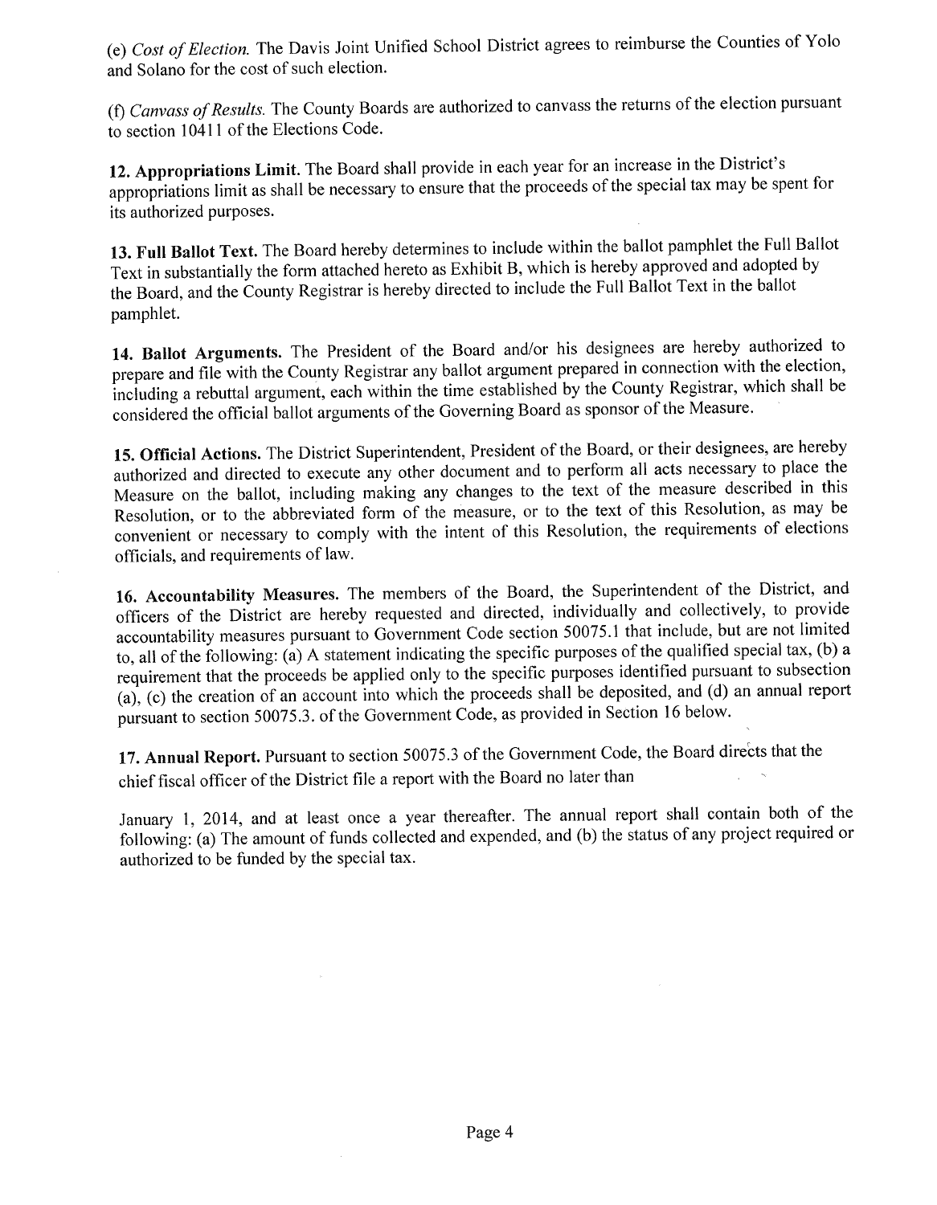(e) *Cost of Election.* The Davis Joint Unified School District agrees to reimburse the Counties of Yolo and Solano for the cost of such election.

(f) *Canvass of Results.* The County Boards are authorized to canvass the returns of the election pursuant to section 10411 of the Elections Code.

**12. Appropriations Limit.** The Board shall provide in each year for an increase in the District's appropriations limit as shall be necessary to ensure that the proceeds of the special tax may be spent for its authorized purposes.

**13. Full Ballot Text.** The Board hereby determines to include within the ballot pamphlet the Full Ballot Text in substantially the form attached hereto as Exhibit B, which is hereby approved and adopted by the Board, and the County Registrar is hereby directed to include the Full Ballot Text in the ballot pamphlet.

**14. Ballot Arguments.** The President of the Board and/or his designees are hereby authorized to prepare and file with the County Registrar any ballot argument prepared in connection with the election, including a rebuttal argument, each within the time established by the County Registrar, which shall be considered the official ballot arguments of the Governing Board as sponsor of the Measure.

**15. Official Actions.** The District Superintendent, President of the Board, or their designees, are hereby authorized and directed to execute any other document and to perform all acts necessary to place the Measure on the ballot, including making any changes to the text of the measure described in this Resolution, or to the abbreviated form of the measure, or to the text of this Resolution, as may be convenient or necessary to comply with the intent of this Resolution, the requirements of elections officials, and requirements of law.

**16. Accountability Measures.** The members of the Board, the Superintendent of the District, and officers of the District are hereby requested and directed, individually and collectively, to provide accountability measures pursuant to Government Code section 50075.1 that include, but are not limited to, all of the following: (a) A statement indicating the specific purposes of the qualified special tax, (b) a requirement that the proceeds be applied only to the specific purposes identified pursuant to subsection (a), (c) the creation of an account into which the proceeds shall be deposited, and (d) an annual report pursuant to section 50075.3. of the Government Code, as provided in Section 16 below.

**17. Annual Report.** Pursuant to section 50075.3 of the Government Code, the Board directs that the chief fiscal officer of the District file a report with the Board no later than

January 1, 2014, and at least once a year thereafter. The annual report shall contain both of the following: (a) The amount of funds collected and expended, and (b) the status of any project required or authorized to be funded by the special tax.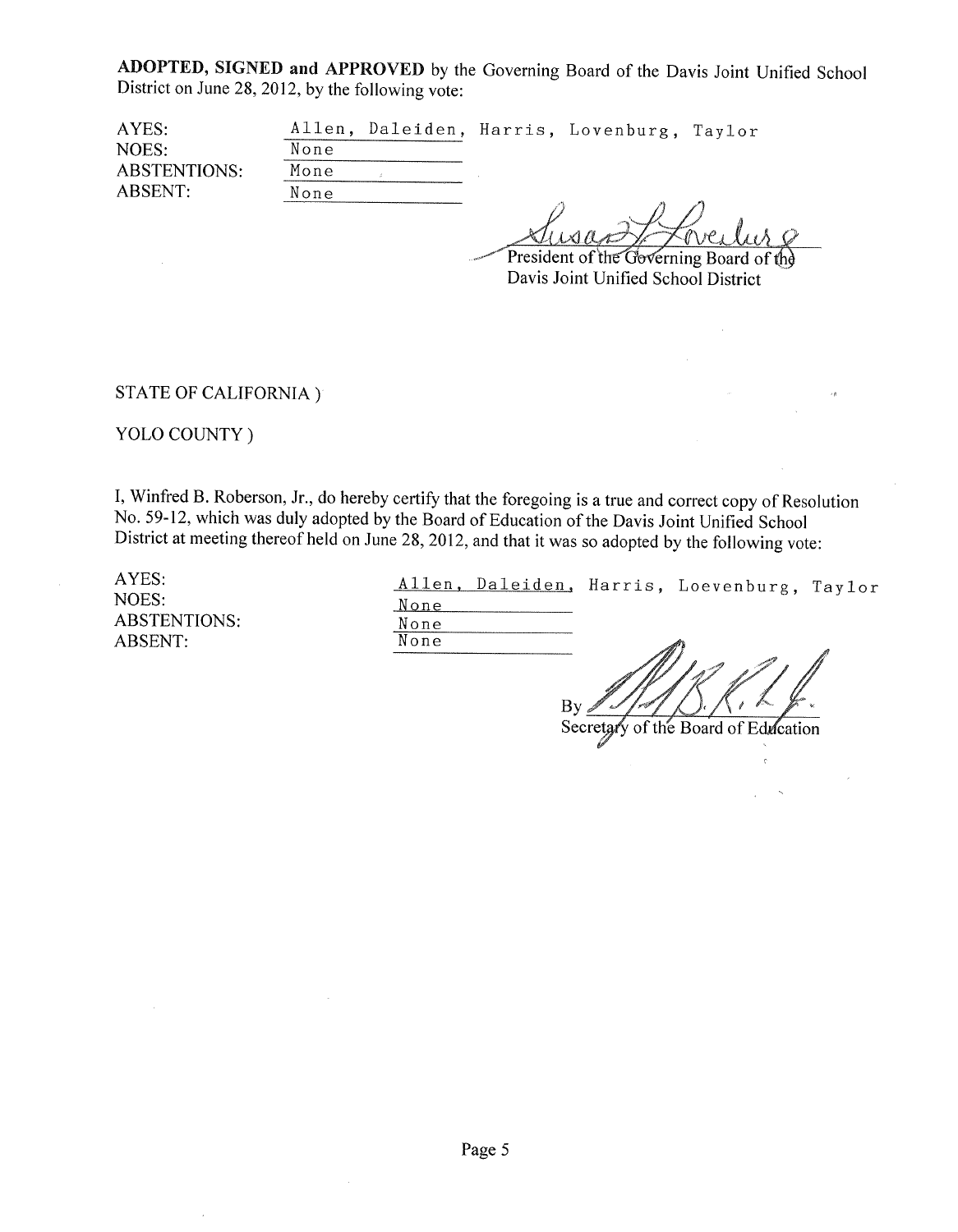**ADOPTED, SIGNED and APPROVED** by the Governing Board of the Davis Joint Unified School District on June 28, 2012, by the following vote:

AYES: Allen, Daleiden, Harris, Lovenburg, Taylor
NOES: None
ABSTENTIONS: Mone
ABSENT: None

President of the Governing Board of the
Davis Joint Unified School District

STATE OF CALIFORNIA )

YOLO COUNTY )

I, Winfred B. Roberson, Jr., do hereby certify that the foregoing is a true and correct copy of Resolution No. 59-12, which was duly adopted by the Board of Education of the Davis Joint Unified School District at meeting thereof held on June 28, 2012, and that it was so adopted by the following vote:

AYES: Allen, Daleiden, Harris, Loevenburg, Taylor
NOES: None
ABSTENTIONS: None
ABSENT: None

By
Secretary of the Board of Education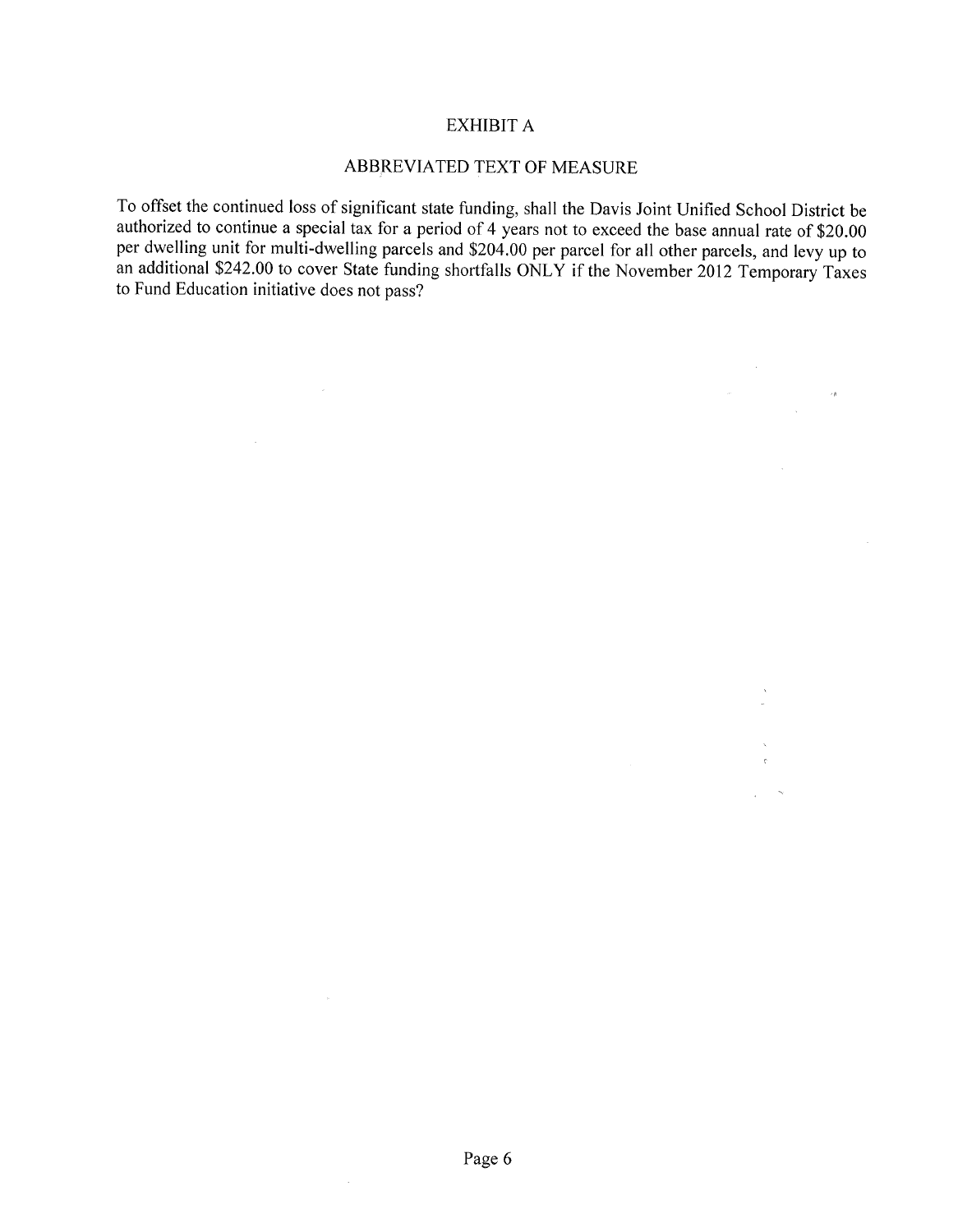# EXHIBIT A

## ABBREVIATED TEXT OF MEASURE

To offset the continued loss of significant state funding, shall the Davis Joint Unified School District be authorized to continue a special tax for a period of 4 years not to exceed the base annual rate of $20.00 per dwelling unit for multi-dwelling parcels and $204.00 per parcel for all other parcels, and levy up to an additional $242.00 to cover State funding shortfalls ONLY if the November 2012 Temporary Taxes to Fund Education initiative does not pass?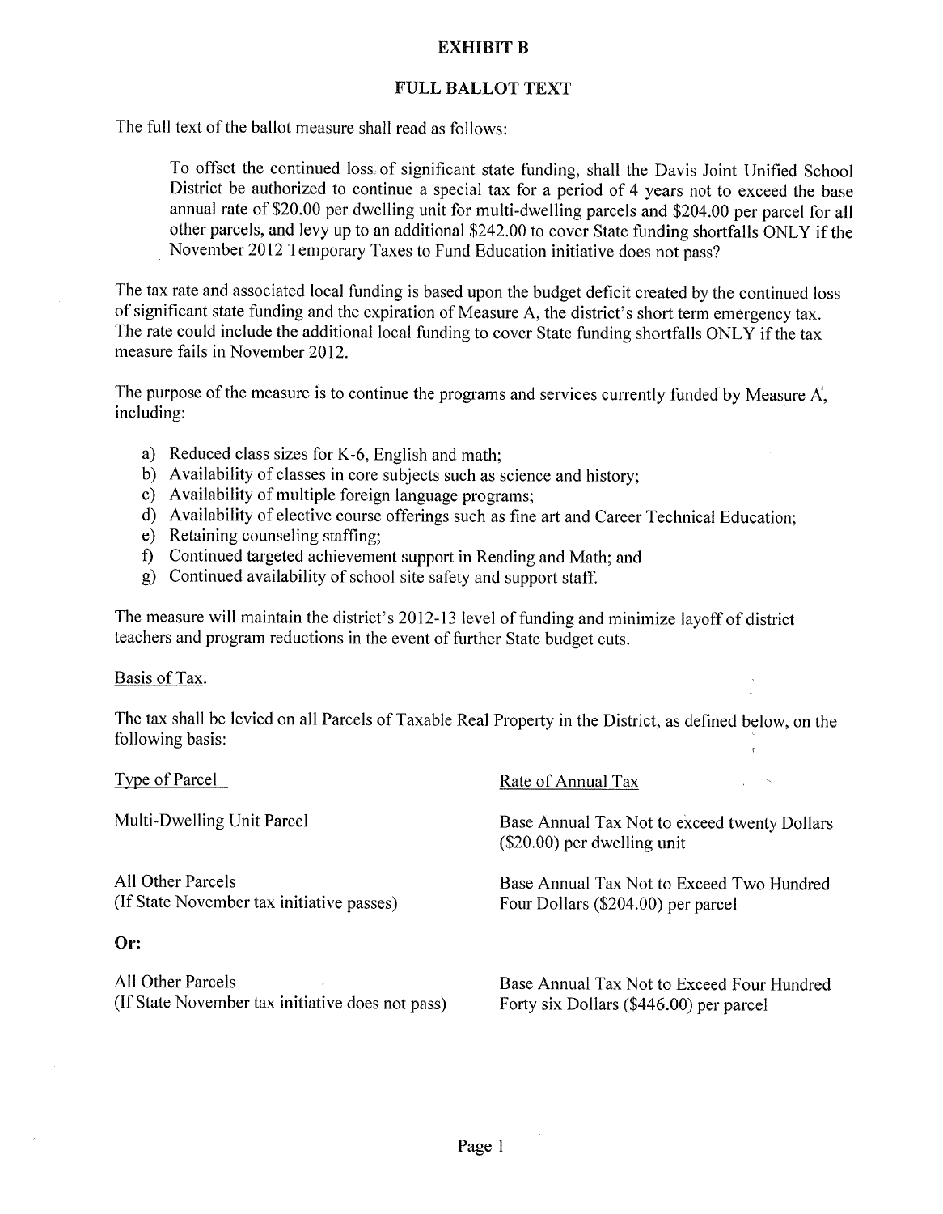# EXHIBIT B

## FULL BALLOT TEXT

The full text of the ballot measure shall read as follows:

> To offset the continued loss of significant state funding, shall the Davis Joint Unified School District be authorized to continue a special tax for a period of 4 years not to exceed the base annual rate of $20.00 per dwelling unit for multi-dwelling parcels and $204.00 per parcel for all other parcels, and levy up to an additional $242.00 to cover State funding shortfalls ONLY if the November 2012 Temporary Taxes to Fund Education initiative does not pass?

The tax rate and associated local funding is based upon the budget deficit created by the continued loss of significant state funding and the expiration of Measure A, the district's short term emergency tax. The rate could include the additional local funding to cover State funding shortfalls ONLY if the tax measure fails in November 2012.

The purpose of the measure is to continue the programs and services currently funded by Measure A, including:

a) Reduced class sizes for K-6, English and math;
b) Availability of classes in core subjects such as science and history;
c) Availability of multiple foreign language programs;
d) Availability of elective course offerings such as fine art and Career Technical Education;
e) Retaining counseling staffing;
f) Continued targeted achievement support in Reading and Math; and
g) Continued availability of school site safety and support staff.

The measure will maintain the district's 2012-13 level of funding and minimize layoff of district teachers and program reductions in the event of further State budget cuts.

Basis of Tax.

The tax shall be levied on all Parcels of Taxable Real Property in the District, as defined below, on the following basis:

| Type of Parcel | Rate of Annual Tax |
|---|---|
| Multi-Dwelling Unit Parcel | Base Annual Tax Not to exceed twenty Dollars ($20.00) per dwelling unit |
| All Other Parcels (If State November tax initiative passes) | Base Annual Tax Not to Exceed Two Hundred Four Dollars ($204.00) per parcel |
| **Or:** | |
| All Other Parcels (If State November tax initiative does not pass) | Base Annual Tax Not to Exceed Four Hundred Forty six Dollars ($446.00) per parcel |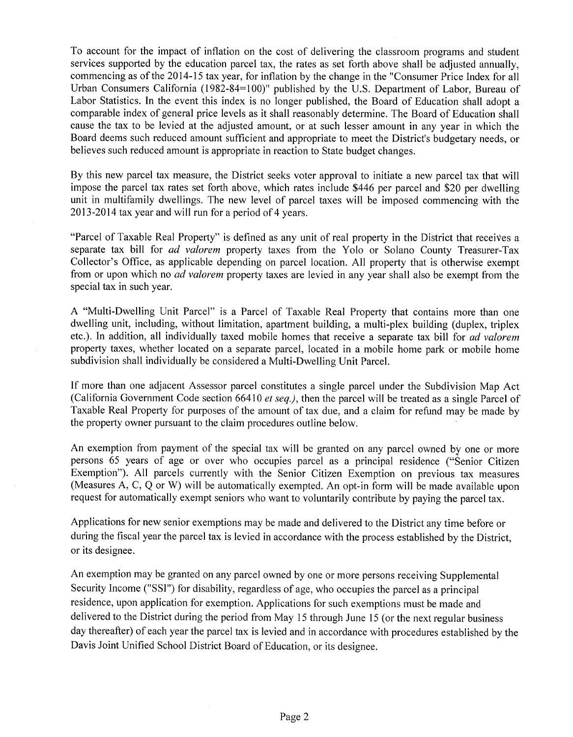To account for the impact of inflation on the cost of delivering the classroom programs and student services supported by the education parcel tax, the rates as set forth above shall be adjusted annually, commencing as of the 2014-15 tax year, for inflation by the change in the "Consumer Price Index for all Urban Consumers California (1982-84=100)" published by the U.S. Department of Labor, Bureau of Labor Statistics. In the event this index is no longer published, the Board of Education shall adopt a comparable index of general price levels as it shall reasonably determine. The Board of Education shall cause the tax to be levied at the adjusted amount, or at such lesser amount in any year in which the Board deems such reduced amount sufficient and appropriate to meet the District's budgetary needs, or believes such reduced amount is appropriate in reaction to State budget changes.

By this new parcel tax measure, the District seeks voter approval to initiate a new parcel tax that will impose the parcel tax rates set forth above, which rates include $446 per parcel and $20 per dwelling unit in multifamily dwellings. The new level of parcel taxes will be imposed commencing with the 2013-2014 tax year and will run for a period of 4 years.

"Parcel of Taxable Real Property" is defined as any unit of real property in the District that receives a separate tax bill for *ad valorem* property taxes from the Yolo or Solano County Treasurer-Tax Collector's Office, as applicable depending on parcel location. All property that is otherwise exempt from or upon which no *ad valorem* property taxes are levied in any year shall also be exempt from the special tax in such year.

A "Multi-Dwelling Unit Parcel" is a Parcel of Taxable Real Property that contains more than one dwelling unit, including, without limitation, apartment building, a multi-plex building (duplex, triplex etc.). In addition, all individually taxed mobile homes that receive a separate tax bill for *ad valorem* property taxes, whether located on a separate parcel, located in a mobile home park or mobile home subdivision shall individually be considered a Multi-Dwelling Unit Parcel.

If more than one adjacent Assessor parcel constitutes a single parcel under the Subdivision Map Act (California Government Code section 66410 *et seq.)*, then the parcel will be treated as a single Parcel of Taxable Real Property for purposes of the amount of tax due, and a claim for refund may be made by the property owner pursuant to the claim procedures outline below.

An exemption from payment of the special tax will be granted on any parcel owned by one or more persons 65 years of age or over who occupies parcel as a principal residence ("Senior Citizen Exemption"). All parcels currently with the Senior Citizen Exemption on previous tax measures (Measures A, C, Q or W) will be automatically exempted. An opt-in form will be made available upon request for automatically exempt seniors who want to voluntarily contribute by paying the parcel tax.

Applications for new senior exemptions may be made and delivered to the District any time before or during the fiscal year the parcel tax is levied in accordance with the process established by the District, or its designee.

An exemption may be granted on any parcel owned by one or more persons receiving Supplemental Security Income ("SSI") for disability, regardless of age, who occupies the parcel as a principal residence, upon application for exemption. Applications for such exemptions must be made and delivered to the District during the period from May 15 through June 15 (or the next regular business day thereafter) of each year the parcel tax is levied and in accordance with procedures established by the Davis Joint Unified School District Board of Education, or its designee.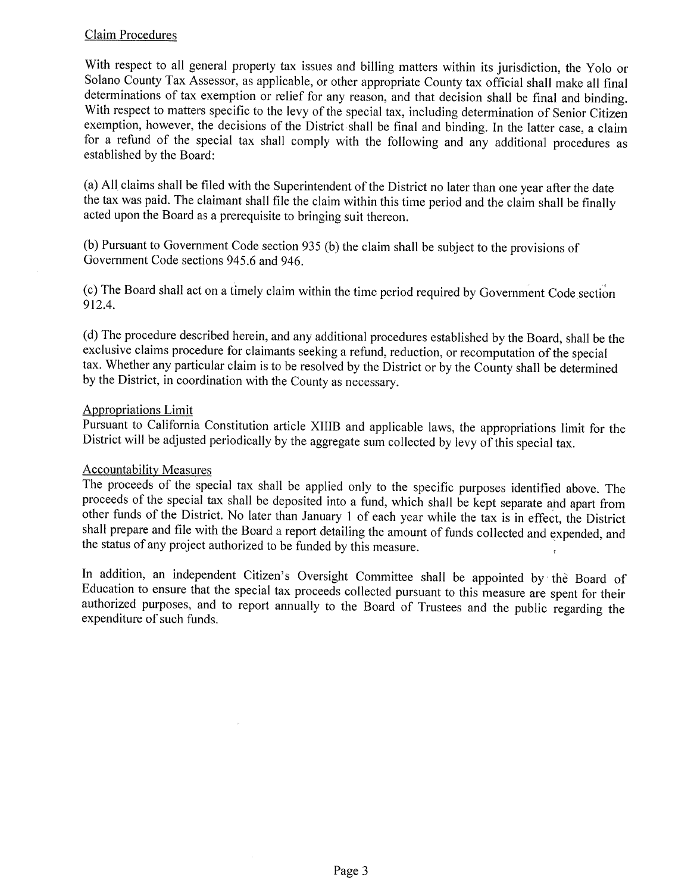Claim Procedures

With respect to all general property tax issues and billing matters within its jurisdiction, the Yolo or Solano County Tax Assessor, as applicable, or other appropriate County tax official shall make all final determinations of tax exemption or relief for any reason, and that decision shall be final and binding. With respect to matters specific to the levy of the special tax, including determination of Senior Citizen exemption, however, the decisions of the District shall be final and binding. In the latter case, a claim for a refund of the special tax shall comply with the following and any additional procedures as established by the Board:

(a) All claims shall be filed with the Superintendent of the District no later than one year after the date the tax was paid. The claimant shall file the claim within this time period and the claim shall be finally acted upon the Board as a prerequisite to bringing suit thereon.

(b) Pursuant to Government Code section 935 (b) the claim shall be subject to the provisions of Government Code sections 945.6 and 946.

(c) The Board shall act on a timely claim within the time period required by Government Code section 912.4.

(d) The procedure described herein, and any additional procedures established by the Board, shall be the exclusive claims procedure for claimants seeking a refund, reduction, or recomputation of the special tax. Whether any particular claim is to be resolved by the District or by the County shall be determined by the District, in coordination with the County as necessary.

Appropriations Limit

Pursuant to California Constitution article XIIIB and applicable laws, the appropriations limit for the District will be adjusted periodically by the aggregate sum collected by levy of this special tax.

Accountability Measures

The proceeds of the special tax shall be applied only to the specific purposes identified above. The proceeds of the special tax shall be deposited into a fund, which shall be kept separate and apart from other funds of the District. No later than January 1 of each year while the tax is in effect, the District shall prepare and file with the Board a report detailing the amount of funds collected and expended, and the status of any project authorized to be funded by this measure.

In addition, an independent Citizen's Oversight Committee shall be appointed by the Board of Education to ensure that the special tax proceeds collected pursuant to this measure are spent for their authorized purposes, and to report annually to the Board of Trustees and the public regarding the expenditure of such funds.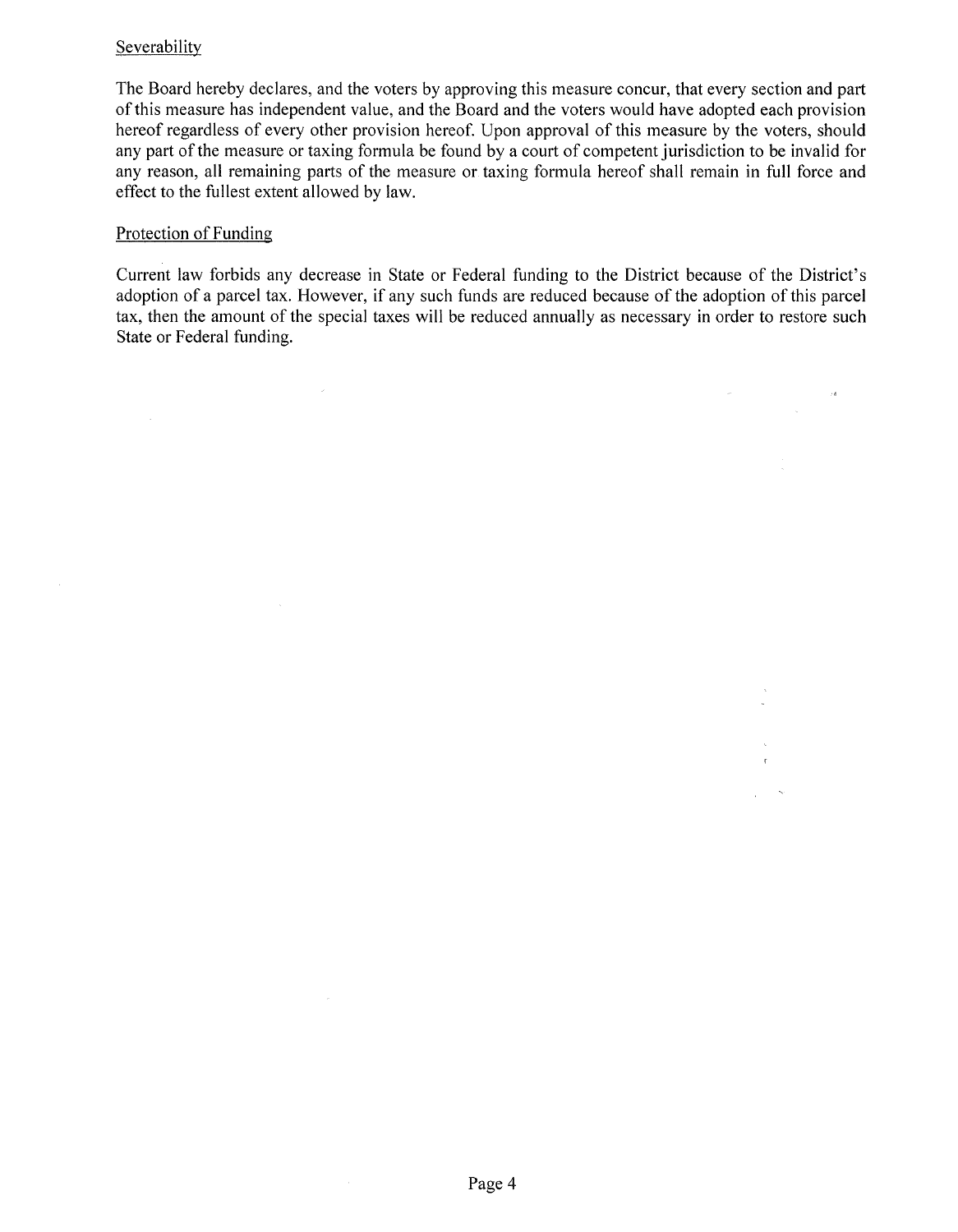## Severability

The Board hereby declares, and the voters by approving this measure concur, that every section and part of this measure has independent value, and the Board and the voters would have adopted each provision hereof regardless of every other provision hereof. Upon approval of this measure by the voters, should any part of the measure or taxing formula be found by a court of competent jurisdiction to be invalid for any reason, all remaining parts of the measure or taxing formula hereof shall remain in full force and effect to the fullest extent allowed by law.

## Protection of Funding

Current law forbids any decrease in State or Federal funding to the District because of the District's adoption of a parcel tax. However, if any such funds are reduced because of the adoption of this parcel tax, then the amount of the special taxes will be reduced annually as necessary in order to restore such State or Federal funding.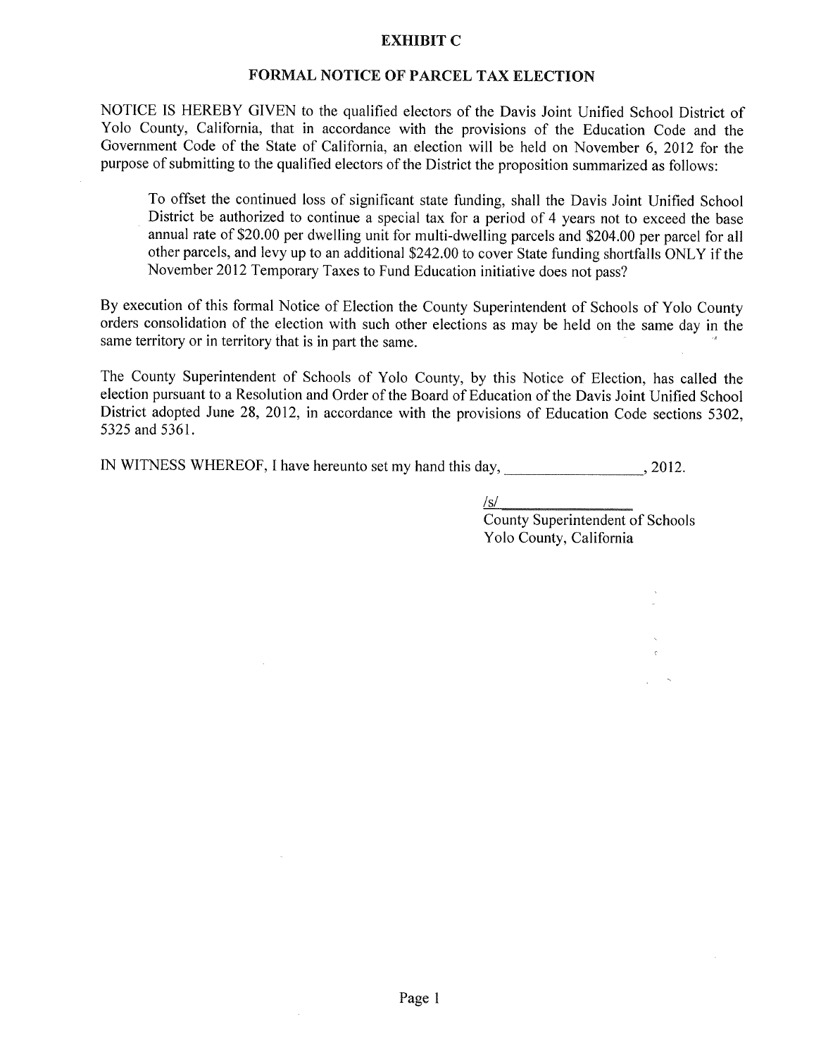# EXHIBIT C

## FORMAL NOTICE OF PARCEL TAX ELECTION

NOTICE IS HEREBY GIVEN to the qualified electors of the Davis Joint Unified School District of Yolo County, California, that in accordance with the provisions of the Education Code and the Government Code of the State of California, an election will be held on November 6, 2012 for the purpose of submitting to the qualified electors of the District the proposition summarized as follows:

> To offset the continued loss of significant state funding, shall the Davis Joint Unified School District be authorized to continue a special tax for a period of 4 years not to exceed the base annual rate of $20.00 per dwelling unit for multi-dwelling parcels and $204.00 per parcel for all other parcels, and levy up to an additional $242.00 to cover State funding shortfalls ONLY if the November 2012 Temporary Taxes to Fund Education initiative does not pass?

By execution of this formal Notice of Election the County Superintendent of Schools of Yolo County orders consolidation of the election with such other elections as may be held on the same day in the same territory or in territory that is in part the same.

The County Superintendent of Schools of Yolo County, by this Notice of Election, has called the election pursuant to a Resolution and Order of the Board of Education of the Davis Joint Unified School District adopted June 28, 2012, in accordance with the provisions of Education Code sections 5302, 5325 and 5361.

IN WITNESS WHEREOF, I have hereunto set my hand this day, ________________, 2012.

/s/________________
County Superintendent of Schools
Yolo County, California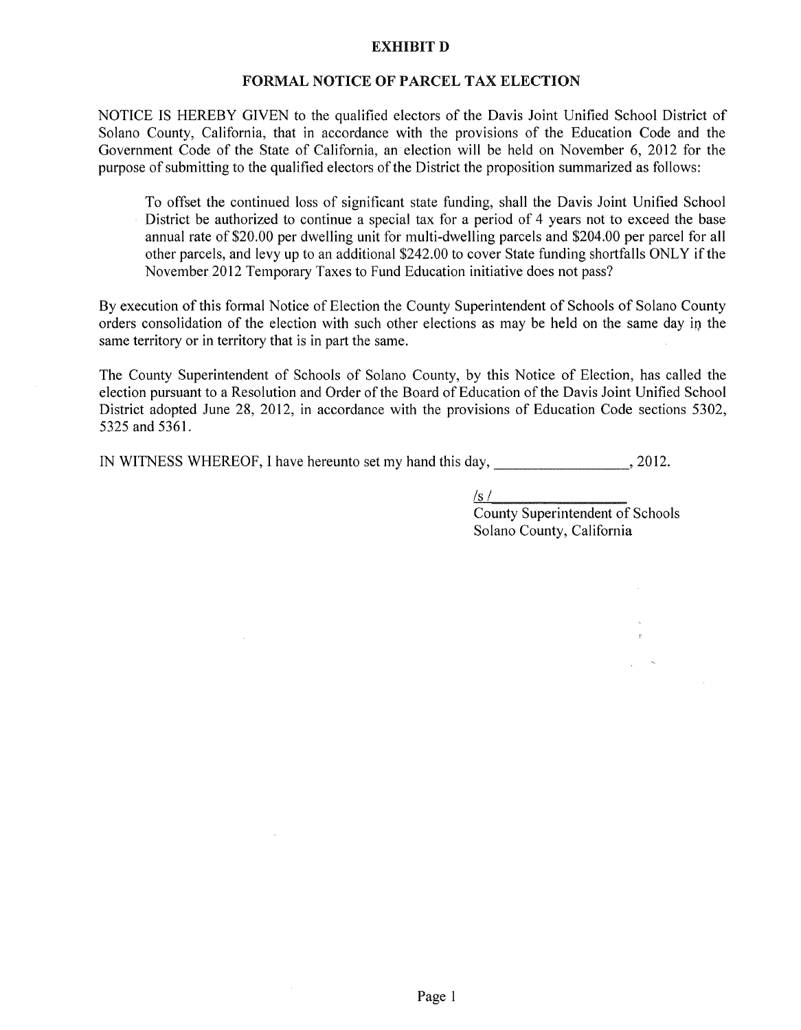# EXHIBIT D

## FORMAL NOTICE OF PARCEL TAX ELECTION

NOTICE IS HEREBY GIVEN to the qualified electors of the Davis Joint Unified School District of Solano County, California, that in accordance with the provisions of the Education Code and the Government Code of the State of California, an election will be held on November 6, 2012 for the purpose of submitting to the qualified electors of the District the proposition summarized as follows:

> To offset the continued loss of significant state funding, shall the Davis Joint Unified School District be authorized to continue a special tax for a period of 4 years not to exceed the base annual rate of $20.00 per dwelling unit for multi-dwelling parcels and $204.00 per parcel for all other parcels, and levy up to an additional $242.00 to cover State funding shortfalls ONLY if the November 2012 Temporary Taxes to Fund Education initiative does not pass?

By execution of this formal Notice of Election the County Superintendent of Schools of Solano County orders consolidation of the election with such other elections as may be held on the same day in the same territory or in territory that is in part the same.

The County Superintendent of Schools of Solano County, by this Notice of Election, has called the election pursuant to a Resolution and Order of the Board of Education of the Davis Joint Unified School District adopted June 28, 2012, in accordance with the provisions of Education Code sections 5302, 5325 and 5361.

IN WITNESS WHEREOF, I have hereunto set my hand this day, ________________, 2012.

/s/ ________________
County Superintendent of Schools
Solano County, California